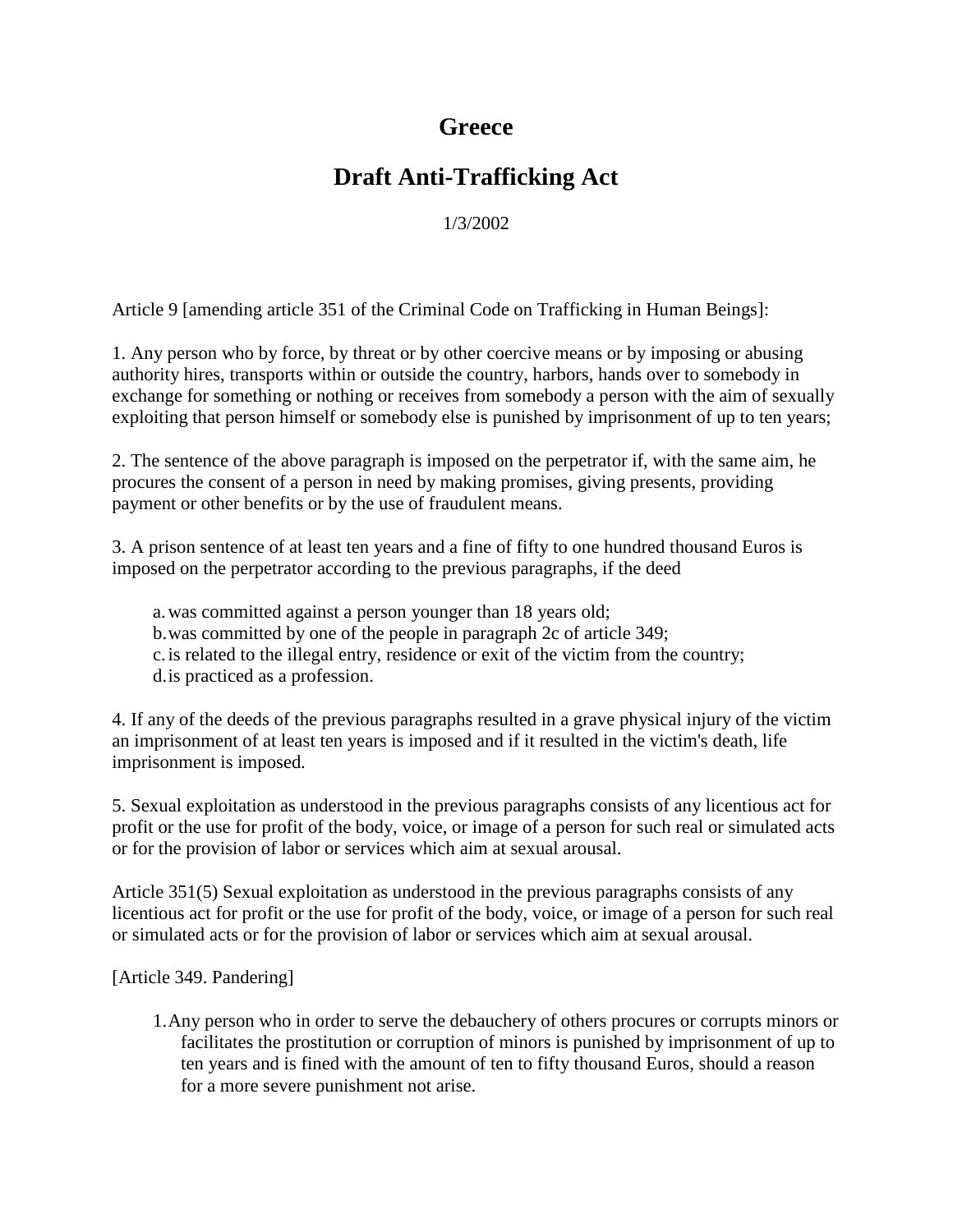# Greece

## Draft Anti-Trafficking Act

1/3/2002

Article 9 [amending article 351 of the Criminal Code on Trafficking in Human Beings]:

1. Any person who by force, by threat or by other coercive means or by imposing or abusing authority hires, transports within or outside the country, harbors, hands over to somebody in exchange for something or nothing or receives from somebody a person with the aim of sexually exploiting that person himself or somebody else is punished by imprisonment of up to ten years;

2. The sentence of the above paragraph is imposed on the perpetrator if, with the same aim, he procures the consent of a person in need by making promises, giving presents, providing payment or other benefits or by the use of fraudulent means.

3. A prison sentence of at least ten years and a fine of fifty to one hundred thousand Euros is imposed on the perpetrator according to the previous paragraphs, if the deed

   a. was committed against a person younger than 18 years old;
   b. was committed by one of the people in paragraph 2c of article 349;
   c. is related to the illegal entry, residence or exit of the victim from the country;
   d. is practiced as a profession.

4. If any of the deeds of the previous paragraphs resulted in a grave physical injury of the victim an imprisonment of at least ten years is imposed and if it resulted in the victim's death, life imprisonment is imposed.

5. Sexual exploitation as understood in the previous paragraphs consists of any licentious act for profit or the use for profit of the body, voice, or image of a person for such real or simulated acts or for the provision of labor or services which aim at sexual arousal.

Article 351(5) Sexual exploitation as understood in the previous paragraphs consists of any licentious act for profit or the use for profit of the body, voice, or image of a person for such real or simulated acts or for the provision of labor or services which aim at sexual arousal.

[Article 349. Pandering]

1. Any person who in order to serve the debauchery of others procures or corrupts minors or facilitates the prostitution or corruption of minors is punished by imprisonment of up to ten years and is fined with the amount of ten to fifty thousand Euros, should a reason for a more severe punishment not arise.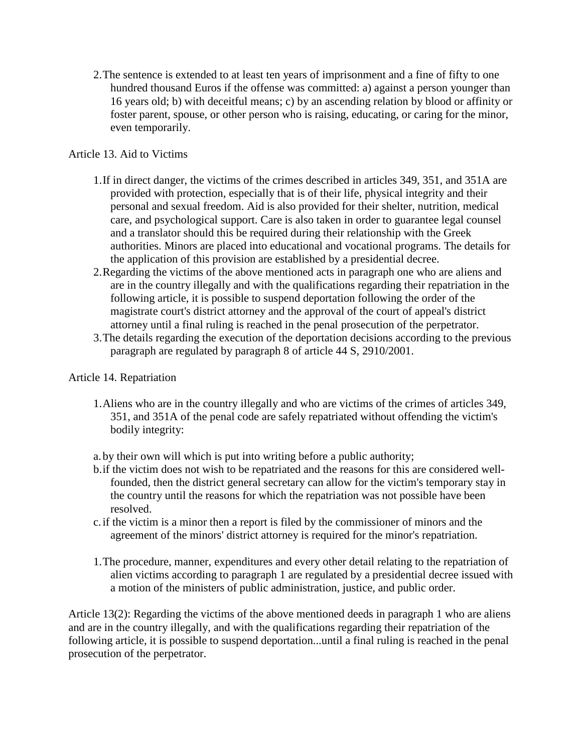2. The sentence is extended to at least ten years of imprisonment and a fine of fifty to one hundred thousand Euros if the offense was committed: a) against a person younger than 16 years old; b) with deceitful means; c) by an ascending relation by blood or affinity or foster parent, spouse, or other person who is raising, educating, or caring for the minor, even temporarily.

Article 13. Aid to Victims

1. If in direct danger, the victims of the crimes described in articles 349, 351, and 351A are provided with protection, especially that is of their life, physical integrity and their personal and sexual freedom. Aid is also provided for their shelter, nutrition, medical care, and psychological support. Care is also taken in order to guarantee legal counsel and a translator should this be required during their relationship with the Greek authorities. Minors are placed into educational and vocational programs. The details for the application of this provision are established by a presidential decree.
2. Regarding the victims of the above mentioned acts in paragraph one who are aliens and are in the country illegally and with the qualifications regarding their repatriation in the following article, it is possible to suspend deportation following the order of the magistrate court's district attorney and the approval of the court of appeal's district attorney until a final ruling is reached in the penal prosecution of the perpetrator.
3. The details regarding the execution of the deportation decisions according to the previous paragraph are regulated by paragraph 8 of article 44 S, 2910/2001.

Article 14. Repatriation

1. Aliens who are in the country illegally and who are victims of the crimes of articles 349, 351, and 351A of the penal code are safely repatriated without offending the victim's bodily integrity:

a. by their own will which is put into writing before a public authority;
b. if the victim does not wish to be repatriated and the reasons for this are considered well-founded, then the district general secretary can allow for the victim's temporary stay in the country until the reasons for which the repatriation was not possible have been resolved.
c. if the victim is a minor then a report is filed by the commissioner of minors and the agreement of the minors' district attorney is required for the minor's repatriation.

1. The procedure, manner, expenditures and every other detail relating to the repatriation of alien victims according to paragraph 1 are regulated by a presidential decree issued with a motion of the ministers of public administration, justice, and public order.

Article 13(2): Regarding the victims of the above mentioned deeds in paragraph 1 who are aliens and are in the country illegally, and with the qualifications regarding their repatriation of the following article, it is possible to suspend deportation...until a final ruling is reached in the penal prosecution of the perpetrator.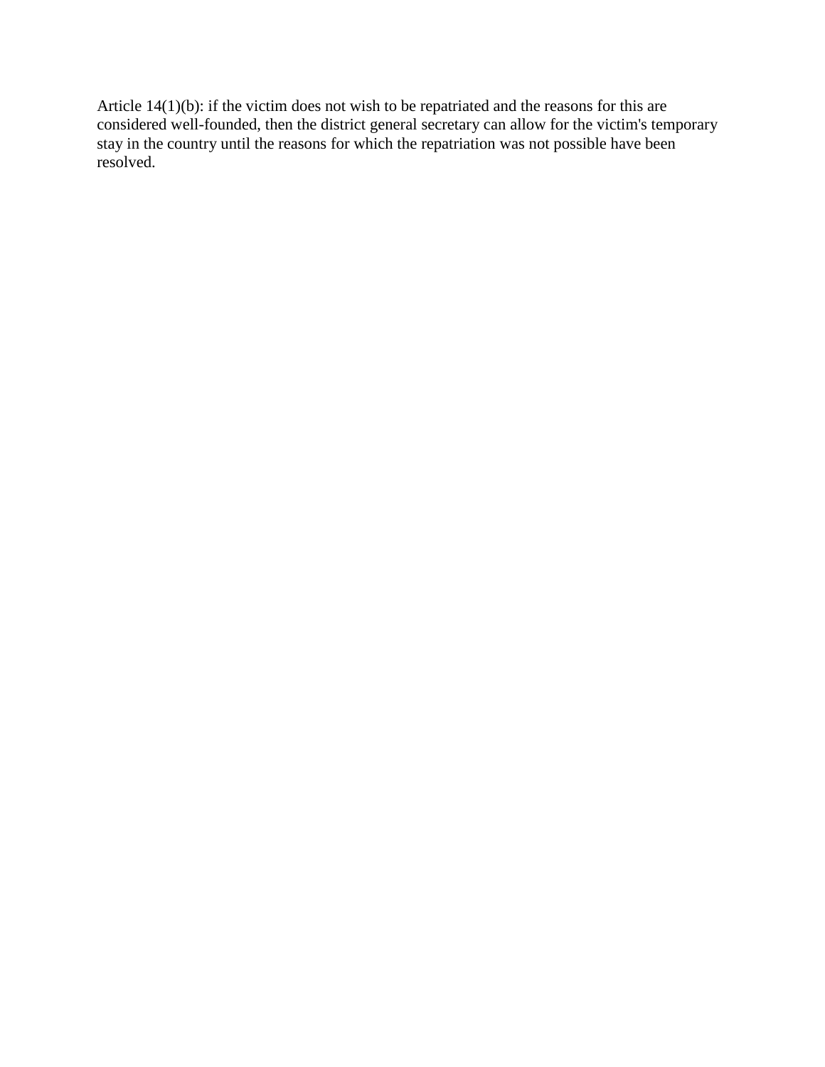Article 14(1)(b): if the victim does not wish to be repatriated and the reasons for this are considered well-founded, then the district general secretary can allow for the victim's temporary stay in the country until the reasons for which the repatriation was not possible have been resolved.